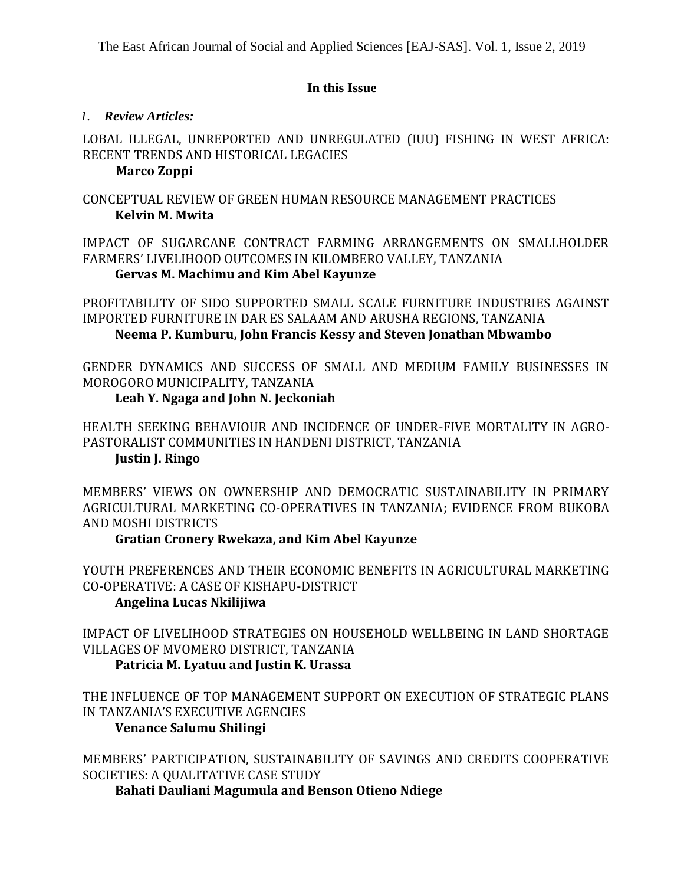## In this Issue

1. ***Review Articles:***

LOBAL ILLEGAL, UNREPORTED AND UNREGULATED (IUU) FISHING IN WEST AFRICA: RECENT TRENDS AND HISTORICAL LEGACIES
**Marco Zoppi**

CONCEPTUAL REVIEW OF GREEN HUMAN RESOURCE MANAGEMENT PRACTICES
**Kelvin M. Mwita**

IMPACT OF SUGARCANE CONTRACT FARMING ARRANGEMENTS ON SMALLHOLDER FARMERS' LIVELIHOOD OUTCOMES IN KILOMBERO VALLEY, TANZANIA
**Gervas M. Machimu and Kim Abel Kayunze**

PROFITABILITY OF SIDO SUPPORTED SMALL SCALE FURNITURE INDUSTRIES AGAINST IMPORTED FURNITURE IN DAR ES SALAAM AND ARUSHA REGIONS, TANZANIA
**Neema P. Kumburu, John Francis Kessy and Steven Jonathan Mbwambo**

GENDER DYNAMICS AND SUCCESS OF SMALL AND MEDIUM FAMILY BUSINESSES IN MOROGORO MUNICIPALITY, TANZANIA
**Leah Y. Ngaga and John N. Jeckoniah**

HEALTH SEEKING BEHAVIOUR AND INCIDENCE OF UNDER-FIVE MORTALITY IN AGRO-PASTORALIST COMMUNITIES IN HANDENI DISTRICT, TANZANIA
**Justin J. Ringo**

MEMBERS' VIEWS ON OWNERSHIP AND DEMOCRATIC SUSTAINABILITY IN PRIMARY AGRICULTURAL MARKETING CO-OPERATIVES IN TANZANIA; EVIDENCE FROM BUKOBA AND MOSHI DISTRICTS
**Gratian Cronery Rwekaza, and Kim Abel Kayunze**

YOUTH PREFERENCES AND THEIR ECONOMIC BENEFITS IN AGRICULTURAL MARKETING CO-OPERATIVE: A CASE OF KISHAPU-DISTRICT
**Angelina Lucas Nkilijiwa**

IMPACT OF LIVELIHOOD STRATEGIES ON HOUSEHOLD WELLBEING IN LAND SHORTAGE VILLAGES OF MVOMERO DISTRICT, TANZANIA
**Patricia M. Lyatuu and Justin K. Urassa**

THE INFLUENCE OF TOP MANAGEMENT SUPPORT ON EXECUTION OF STRATEGIC PLANS IN TANZANIA'S EXECUTIVE AGENCIES
**Venance Salumu Shilingi**

MEMBERS' PARTICIPATION, SUSTAINABILITY OF SAVINGS AND CREDITS COOPERATIVE SOCIETIES: A QUALITATIVE CASE STUDY
**Bahati Dauliani Magumula and Benson Otieno Ndiege**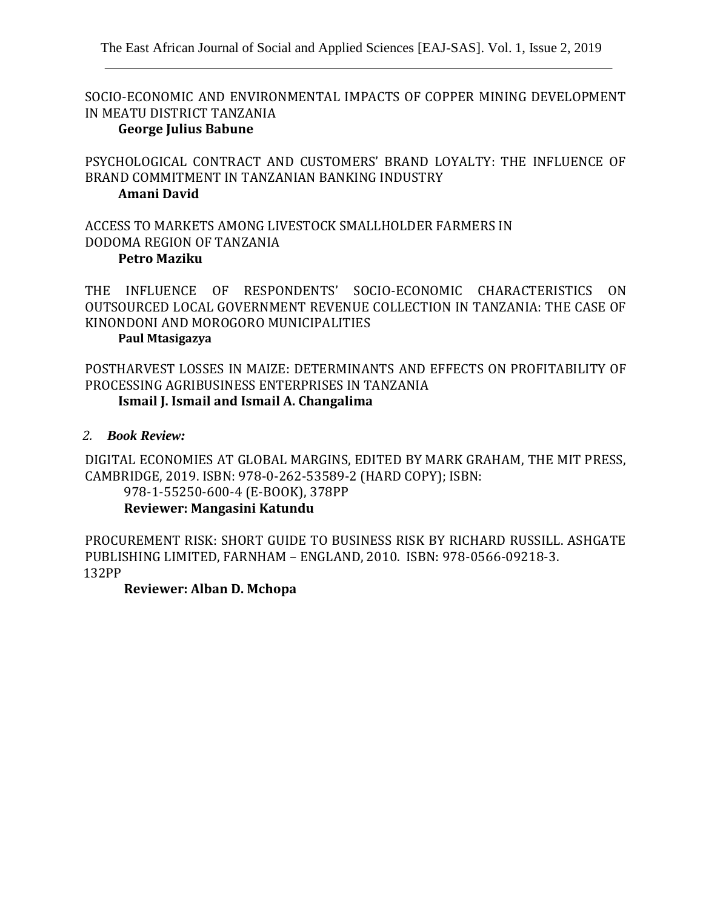SOCIO-ECONOMIC AND ENVIRONMENTAL IMPACTS OF COPPER MINING DEVELOPMENT IN MEATU DISTRICT TANZANIA

**George Julius Babune**

PSYCHOLOGICAL CONTRACT AND CUSTOMERS' BRAND LOYALTY: THE INFLUENCE OF BRAND COMMITMENT IN TANZANIAN BANKING INDUSTRY

**Amani David**

ACCESS TO MARKETS AMONG LIVESTOCK SMALLHOLDER FARMERS IN DODOMA REGION OF TANZANIA

**Petro Maziku**

THE INFLUENCE OF RESPONDENTS' SOCIO-ECONOMIC CHARACTERISTICS ON OUTSOURCED LOCAL GOVERNMENT REVENUE COLLECTION IN TANZANIA: THE CASE OF KINONDONI AND MOROGORO MUNICIPALITIES

**Paul Mtasigazya**

POSTHARVEST LOSSES IN MAIZE: DETERMINANTS AND EFFECTS ON PROFITABILITY OF PROCESSING AGRIBUSINESS ENTERPRISES IN TANZANIA

**Ismail J. Ismail and Ismail A. Changalima**

*2. **Book Review:***

DIGITAL ECONOMIES AT GLOBAL MARGINS, EDITED BY MARK GRAHAM, THE MIT PRESS, CAMBRIDGE, 2019. ISBN: 978-0-262-53589-2 (HARD COPY); ISBN: 978-1-55250-600-4 (E-BOOK), 378PP

**Reviewer: Mangasini Katundu**

PROCUREMENT RISK: SHORT GUIDE TO BUSINESS RISK BY RICHARD RUSSILL. ASHGATE PUBLISHING LIMITED, FARNHAM – ENGLAND, 2010. ISBN: 978-0566-09218-3. 132PP

**Reviewer: Alban D. Mchopa**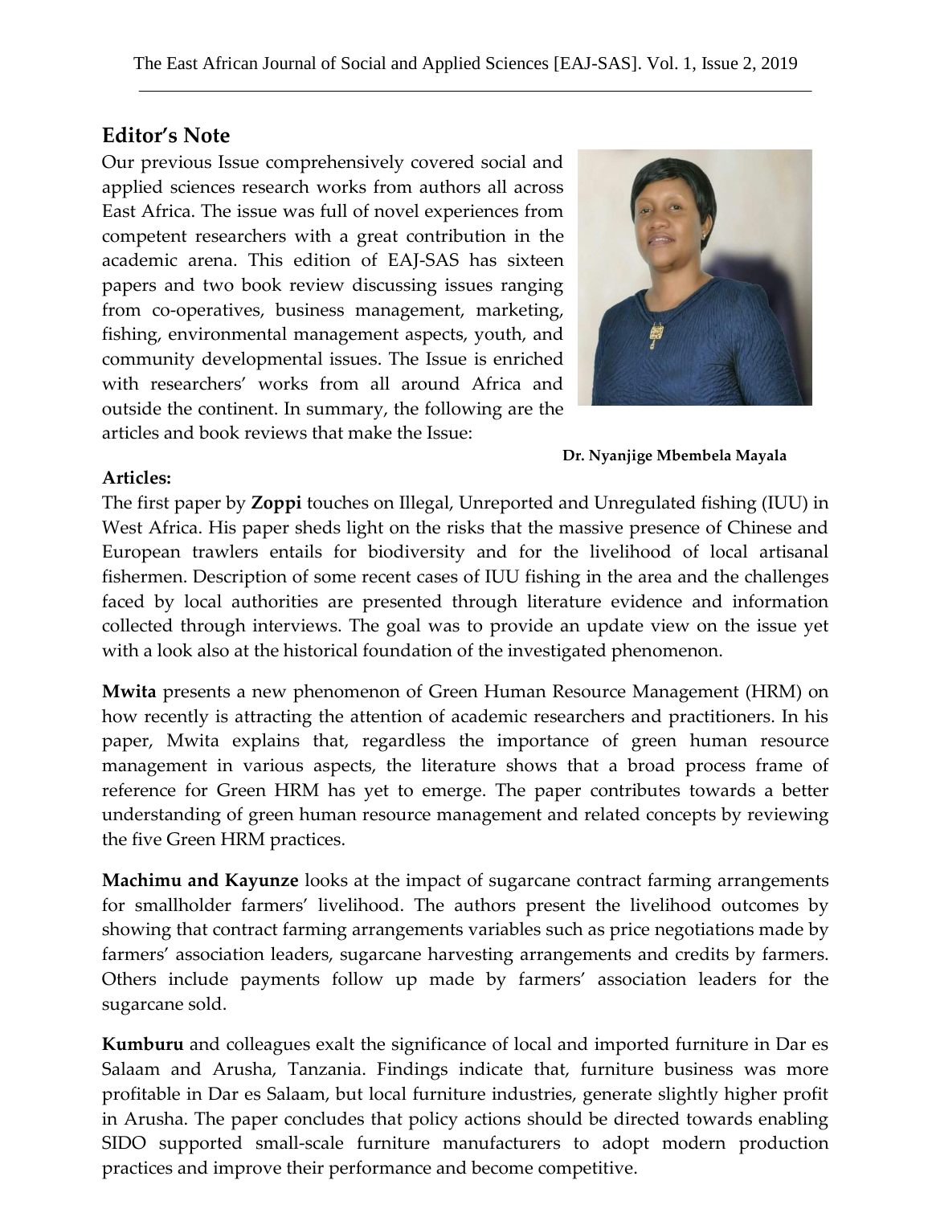## Editor's Note

Our previous Issue comprehensively covered social and applied sciences research works from authors all across East Africa. The issue was full of novel experiences from competent researchers with a great contribution in the academic arena. This edition of EAJ-SAS has sixteen papers and two book review discussing issues ranging from co-operatives, business management, marketing, fishing, environmental management aspects, youth, and community developmental issues. The Issue is enriched with researchers' works from all around Africa and outside the continent. In summary, the following are the articles and book reviews that make the Issue:

**Dr. Nyanjige Mbembela Mayala**

**Articles:**

The first paper by **Zoppi** touches on Illegal, Unreported and Unregulated fishing (IUU) in West Africa. His paper sheds light on the risks that the massive presence of Chinese and European trawlers entails for biodiversity and for the livelihood of local artisanal fishermen. Description of some recent cases of IUU fishing in the area and the challenges faced by local authorities are presented through literature evidence and information collected through interviews. The goal was to provide an update view on the issue yet with a look also at the historical foundation of the investigated phenomenon.

**Mwita** presents a new phenomenon of Green Human Resource Management (HRM) on how recently is attracting the attention of academic researchers and practitioners. In his paper, Mwita explains that, regardless the importance of green human resource management in various aspects, the literature shows that a broad process frame of reference for Green HRM has yet to emerge. The paper contributes towards a better understanding of green human resource management and related concepts by reviewing the five Green HRM practices.

**Machimu and Kayunze** looks at the impact of sugarcane contract farming arrangements for smallholder farmers' livelihood. The authors present the livelihood outcomes by showing that contract farming arrangements variables such as price negotiations made by farmers' association leaders, sugarcane harvesting arrangements and credits by farmers. Others include payments follow up made by farmers' association leaders for the sugarcane sold.

**Kumburu** and colleagues exalt the significance of local and imported furniture in Dar es Salaam and Arusha, Tanzania. Findings indicate that, furniture business was more profitable in Dar es Salaam, but local furniture industries, generate slightly higher profit in Arusha. The paper concludes that policy actions should be directed towards enabling SIDO supported small-scale furniture manufacturers to adopt modern production practices and improve their performance and become competitive.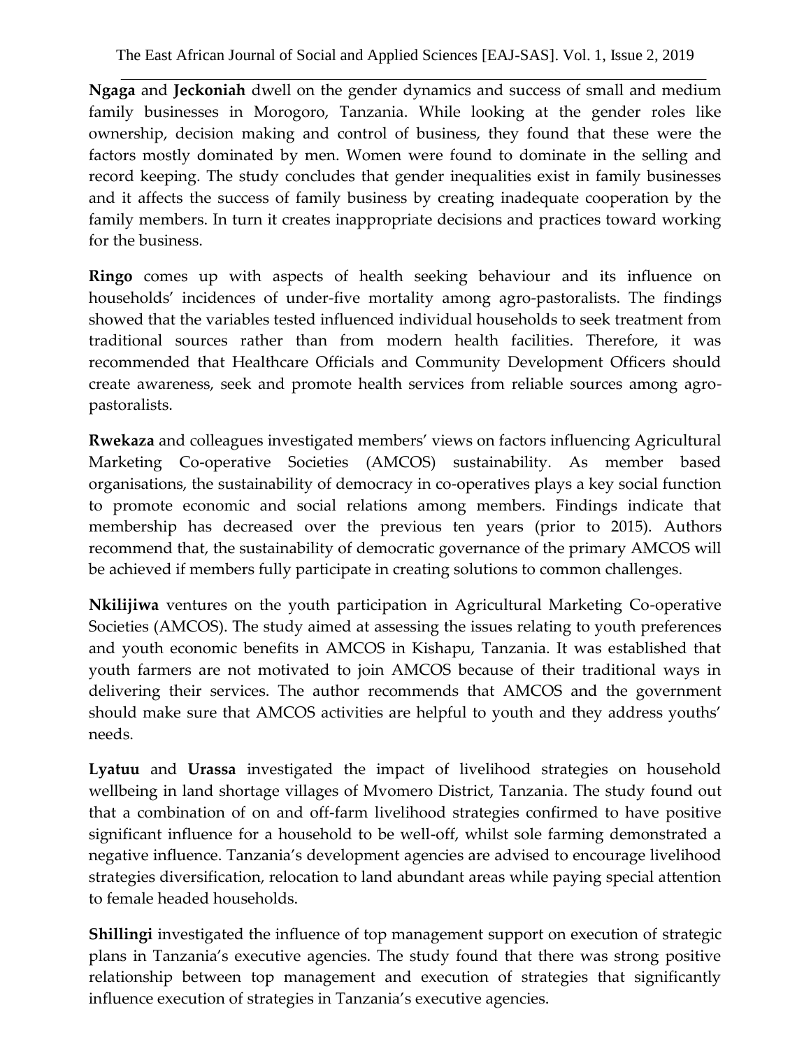**Ngaga** and **Jeckoniah** dwell on the gender dynamics and success of small and medium family businesses in Morogoro, Tanzania. While looking at the gender roles like ownership, decision making and control of business, they found that these were the factors mostly dominated by men. Women were found to dominate in the selling and record keeping. The study concludes that gender inequalities exist in family businesses and it affects the success of family business by creating inadequate cooperation by the family members. In turn it creates inappropriate decisions and practices toward working for the business.

**Ringo** comes up with aspects of health seeking behaviour and its influence on households' incidences of under-five mortality among agro-pastoralists. The findings showed that the variables tested influenced individual households to seek treatment from traditional sources rather than from modern health facilities. Therefore, it was recommended that Healthcare Officials and Community Development Officers should create awareness, seek and promote health services from reliable sources among agro-pastoralists.

**Rwekaza** and colleagues investigated members' views on factors influencing Agricultural Marketing Co-operative Societies (AMCOS) sustainability. As member based organisations, the sustainability of democracy in co-operatives plays a key social function to promote economic and social relations among members. Findings indicate that membership has decreased over the previous ten years (prior to 2015). Authors recommend that, the sustainability of democratic governance of the primary AMCOS will be achieved if members fully participate in creating solutions to common challenges.

**Nkilijiwa** ventures on the youth participation in Agricultural Marketing Co-operative Societies (AMCOS). The study aimed at assessing the issues relating to youth preferences and youth economic benefits in AMCOS in Kishapu, Tanzania. It was established that youth farmers are not motivated to join AMCOS because of their traditional ways in delivering their services. The author recommends that AMCOS and the government should make sure that AMCOS activities are helpful to youth and they address youths' needs.

**Lyatuu** and **Urassa** investigated the impact of livelihood strategies on household wellbeing in land shortage villages of Mvomero District, Tanzania. The study found out that a combination of on and off-farm livelihood strategies confirmed to have positive significant influence for a household to be well-off, whilst sole farming demonstrated a negative influence. Tanzania's development agencies are advised to encourage livelihood strategies diversification, relocation to land abundant areas while paying special attention to female headed households.

**Shillingi** investigated the influence of top management support on execution of strategic plans in Tanzania's executive agencies. The study found that there was strong positive relationship between top management and execution of strategies that significantly influence execution of strategies in Tanzania's executive agencies.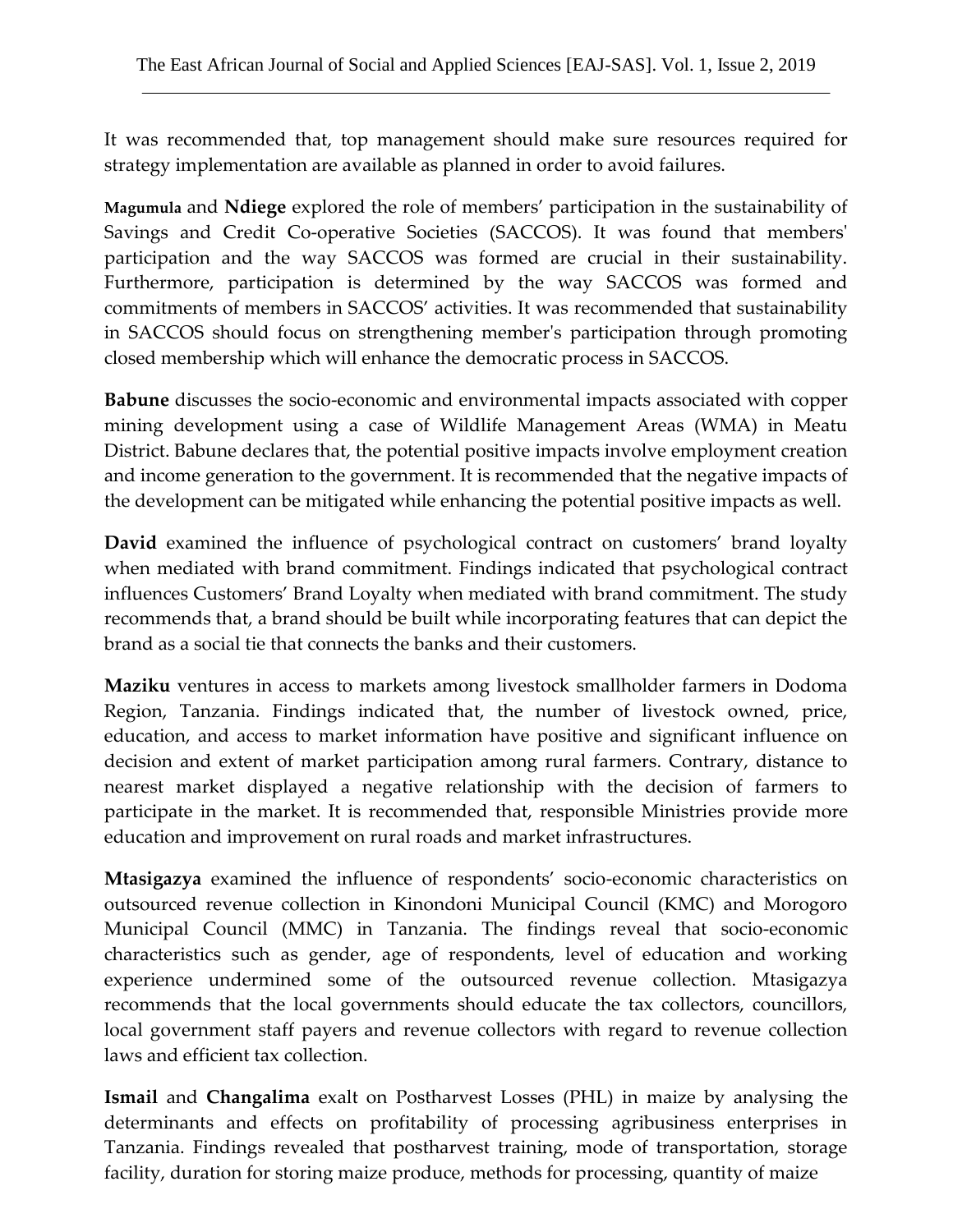It was recommended that, top management should make sure resources required for strategy implementation are available as planned in order to avoid failures.

**Magumula** and **Ndiege** explored the role of members' participation in the sustainability of Savings and Credit Co-operative Societies (SACCOS). It was found that members' participation and the way SACCOS was formed are crucial in their sustainability. Furthermore, participation is determined by the way SACCOS was formed and commitments of members in SACCOS' activities. It was recommended that sustainability in SACCOS should focus on strengthening member's participation through promoting closed membership which will enhance the democratic process in SACCOS.

**Babune** discusses the socio-economic and environmental impacts associated with copper mining development using a case of Wildlife Management Areas (WMA) in Meatu District. Babune declares that, the potential positive impacts involve employment creation and income generation to the government. It is recommended that the negative impacts of the development can be mitigated while enhancing the potential positive impacts as well.

**David** examined the influence of psychological contract on customers' brand loyalty when mediated with brand commitment. Findings indicated that psychological contract influences Customers' Brand Loyalty when mediated with brand commitment. The study recommends that, a brand should be built while incorporating features that can depict the brand as a social tie that connects the banks and their customers.

**Maziku** ventures in access to markets among livestock smallholder farmers in Dodoma Region, Tanzania. Findings indicated that, the number of livestock owned, price, education, and access to market information have positive and significant influence on decision and extent of market participation among rural farmers. Contrary, distance to nearest market displayed a negative relationship with the decision of farmers to participate in the market. It is recommended that, responsible Ministries provide more education and improvement on rural roads and market infrastructures.

**Mtasigazya** examined the influence of respondents' socio-economic characteristics on outsourced revenue collection in Kinondoni Municipal Council (KMC) and Morogoro Municipal Council (MMC) in Tanzania. The findings reveal that socio-economic characteristics such as gender, age of respondents, level of education and working experience undermined some of the outsourced revenue collection. Mtasigazya recommends that the local governments should educate the tax collectors, councillors, local government staff payers and revenue collectors with regard to revenue collection laws and efficient tax collection.

**Ismail** and **Changalima** exalt on Postharvest Losses (PHL) in maize by analysing the determinants and effects on profitability of processing agribusiness enterprises in Tanzania. Findings revealed that postharvest training, mode of transportation, storage facility, duration for storing maize produce, methods for processing, quantity of maize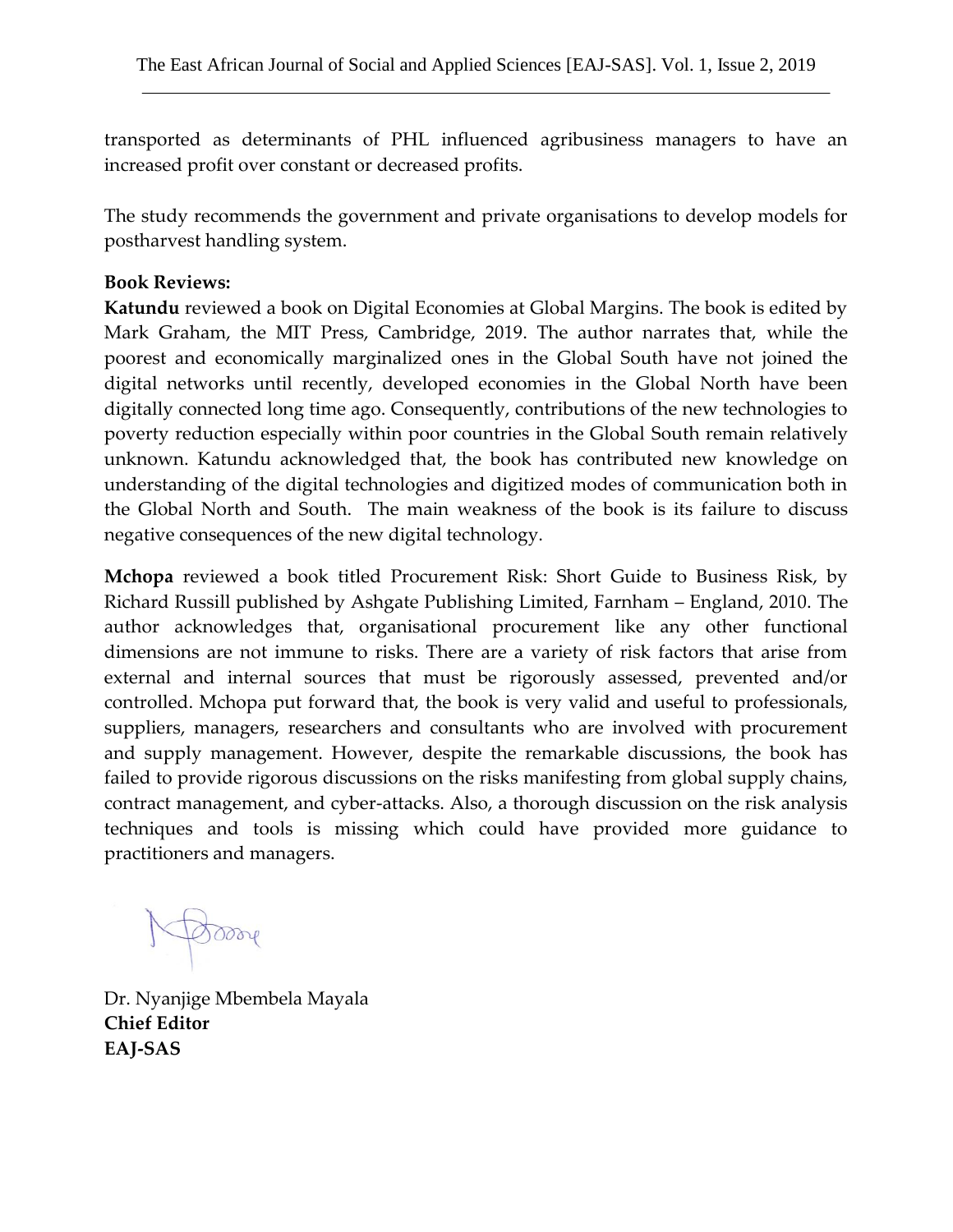transported as determinants of PHL influenced agribusiness managers to have an increased profit over constant or decreased profits.

The study recommends the government and private organisations to develop models for postharvest handling system.

**Book Reviews:**

**Katundu** reviewed a book on Digital Economies at Global Margins. The book is edited by Mark Graham, the MIT Press, Cambridge, 2019. The author narrates that, while the poorest and economically marginalized ones in the Global South have not joined the digital networks until recently, developed economies in the Global North have been digitally connected long time ago. Consequently, contributions of the new technologies to poverty reduction especially within poor countries in the Global South remain relatively unknown. Katundu acknowledged that, the book has contributed new knowledge on understanding of the digital technologies and digitized modes of communication both in the Global North and South. The main weakness of the book is its failure to discuss negative consequences of the new digital technology.

**Mchopa** reviewed a book titled Procurement Risk: Short Guide to Business Risk, by Richard Russill published by Ashgate Publishing Limited, Farnham – England, 2010. The author acknowledges that, organisational procurement like any other functional dimensions are not immune to risks. There are a variety of risk factors that arise from external and internal sources that must be rigorously assessed, prevented and/or controlled. Mchopa put forward that, the book is very valid and useful to professionals, suppliers, managers, researchers and consultants who are involved with procurement and supply management. However, despite the remarkable discussions, the book has failed to provide rigorous discussions on the risks manifesting from global supply chains, contract management, and cyber-attacks. Also, a thorough discussion on the risk analysis techniques and tools is missing which could have provided more guidance to practitioners and managers.

Dr. Nyanjige Mbembela Mayala
**Chief Editor**
**EAJ-SAS**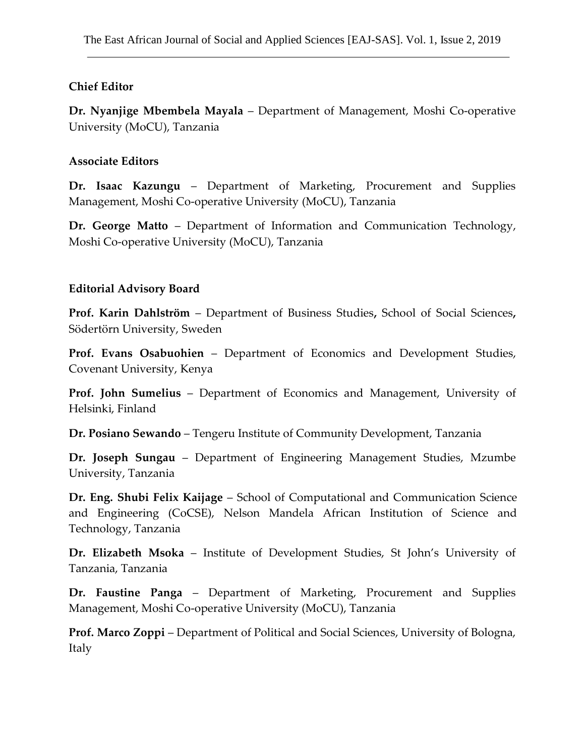## Chief Editor

**Dr. Nyanjige Mbembela Mayala** – Department of Management, Moshi Co-operative University (MoCU), Tanzania

## Associate Editors

**Dr. Isaac Kazungu** – Department of Marketing, Procurement and Supplies Management, Moshi Co-operative University (MoCU), Tanzania

**Dr. George Matto** – Department of Information and Communication Technology, Moshi Co-operative University (MoCU), Tanzania

## Editorial Advisory Board

**Prof. Karin Dahlström** – Department of Business Studies**,** School of Social Sciences**,** Södertörn University, Sweden

**Prof. Evans Osabuohien** – Department of Economics and Development Studies, Covenant University, Kenya

**Prof. John Sumelius** – Department of Economics and Management, University of Helsinki, Finland

**Dr. Posiano Sewando** – Tengeru Institute of Community Development, Tanzania

**Dr. Joseph Sungau** – Department of Engineering Management Studies, Mzumbe University, Tanzania

**Dr. Eng. Shubi Felix Kaijage** – School of Computational and Communication Science and Engineering (CoCSE), Nelson Mandela African Institution of Science and Technology, Tanzania

**Dr. Elizabeth Msoka** – Institute of Development Studies, St John's University of Tanzania, Tanzania

**Dr. Faustine Panga** – Department of Marketing, Procurement and Supplies Management, Moshi Co-operative University (MoCU), Tanzania

**Prof. Marco Zoppi** – Department of Political and Social Sciences, University of Bologna, Italy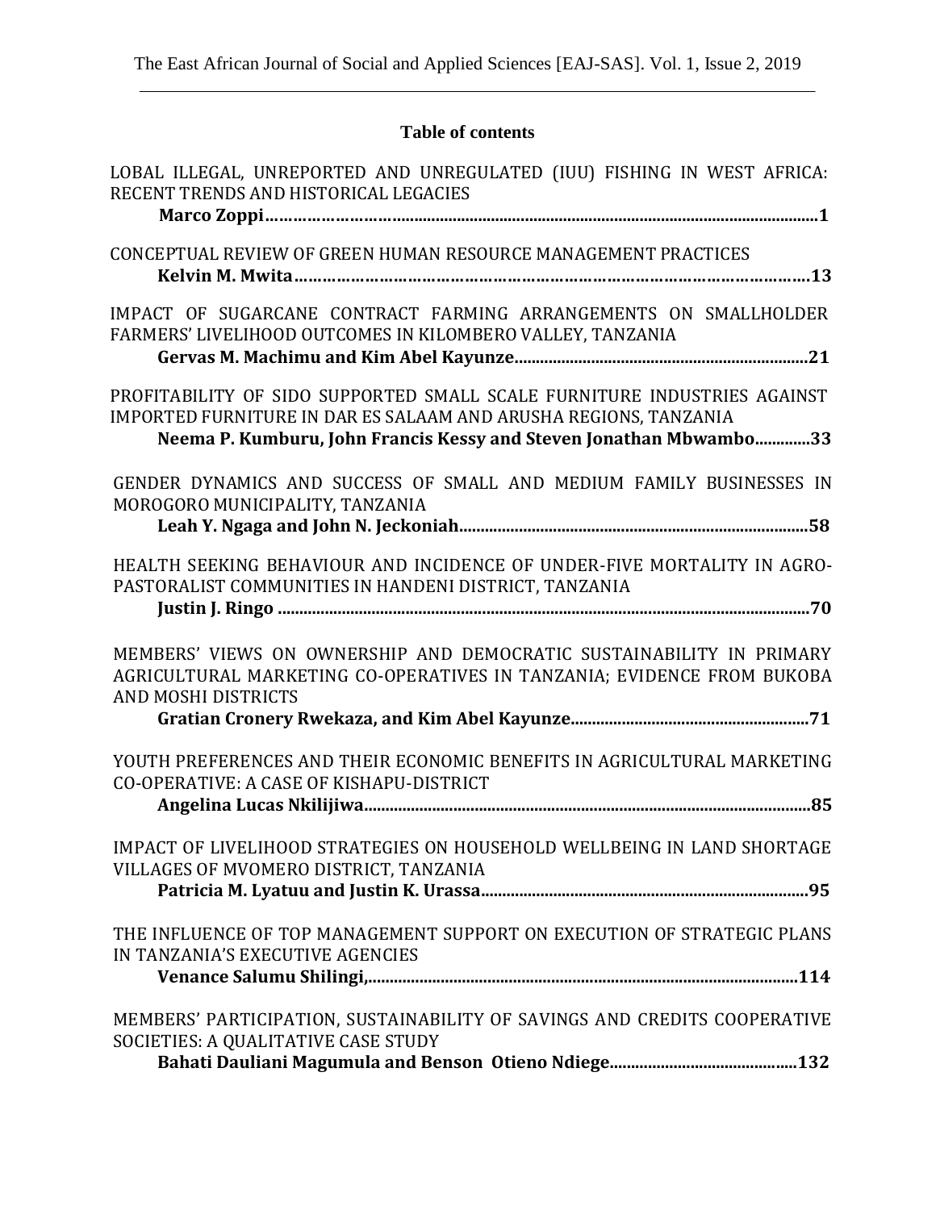## Table of contents

LOBAL ILLEGAL, UNREPORTED AND UNREGULATED (IUU) FISHING IN WEST AFRICA: RECENT TRENDS AND HISTORICAL LEGACIES
**Marco Zoppi……………………………………………………………………………………………1**

CONCEPTUAL REVIEW OF GREEN HUMAN RESOURCE MANAGEMENT PRACTICES
**Kelvin M. Mwita…………………………………………………………………………………………13**

IMPACT OF SUGARCANE CONTRACT FARMING ARRANGEMENTS ON SMALLHOLDER FARMERS' LIVELIHOOD OUTCOMES IN KILOMBERO VALLEY, TANZANIA
**Gervas M. Machimu and Kim Abel Kayunze…………………………………………………………21**

PROFITABILITY OF SIDO SUPPORTED SMALL SCALE FURNITURE INDUSTRIES AGAINST IMPORTED FURNITURE IN DAR ES SALAAM AND ARUSHA REGIONS, TANZANIA
**Neema P. Kumburu, John Francis Kessy and Steven Jonathan Mbwambo…………33**

GENDER DYNAMICS AND SUCCESS OF SMALL AND MEDIUM FAMILY BUSINESSES IN MOROGORO MUNICIPALITY, TANZANIA
**Leah Y. Ngaga and John N. Jeckoniah………………………………………………………………58**

HEALTH SEEKING BEHAVIOUR AND INCIDENCE OF UNDER-FIVE MORTALITY IN AGRO-PASTORALIST COMMUNITIES IN HANDENI DISTRICT, TANZANIA
**Justin J. Ringo …………………………………………………………………………………………70**

MEMBERS' VIEWS ON OWNERSHIP AND DEMOCRATIC SUSTAINABILITY IN PRIMARY AGRICULTURAL MARKETING CO-OPERATIVES IN TANZANIA; EVIDENCE FROM BUKOBA AND MOSHI DISTRICTS
**Gratian Cronery Rwekaza, and Kim Abel Kayunze…………………………………………………71**

YOUTH PREFERENCES AND THEIR ECONOMIC BENEFITS IN AGRICULTURAL MARKETING CO-OPERATIVE: A CASE OF KISHAPU-DISTRICT
**Angelina Lucas Nkilijiwa……………………………………………………………………………85**

IMPACT OF LIVELIHOOD STRATEGIES ON HOUSEHOLD WELLBEING IN LAND SHORTAGE VILLAGES OF MVOMERO DISTRICT, TANZANIA
**Patricia M. Lyatuu and Justin K. Urassa…………………………………………………………95**

THE INFLUENCE OF TOP MANAGEMENT SUPPORT ON EXECUTION OF STRATEGIC PLANS IN TANZANIA'S EXECUTIVE AGENCIES
**Venance Salumu Shilingi,……………………………………………………………………………114**

MEMBERS' PARTICIPATION, SUSTAINABILITY OF SAVINGS AND CREDITS COOPERATIVE SOCIETIES: A QUALITATIVE CASE STUDY
**Bahati Dauliani Magumula and Benson Otieno Ndiege………………………………………132**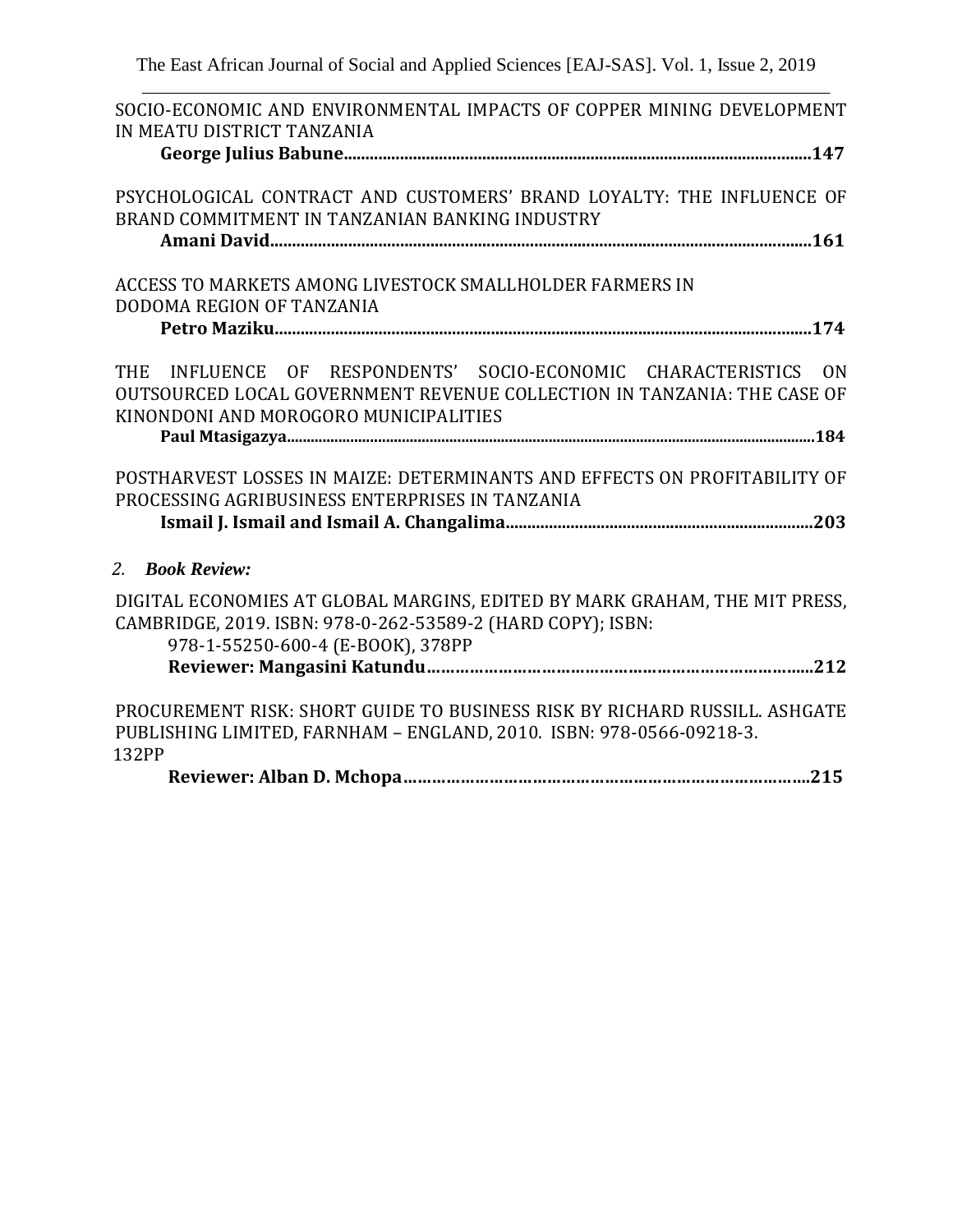SOCIO-ECONOMIC AND ENVIRONMENTAL IMPACTS OF COPPER MINING DEVELOPMENT IN MEATU DISTRICT TANZANIA
**George Julius Babune**..........................................................................................................**147**

PSYCHOLOGICAL CONTRACT AND CUSTOMERS' BRAND LOYALTY: THE INFLUENCE OF BRAND COMMITMENT IN TANZANIAN BANKING INDUSTRY
**Amani David**..........................................................................................................................**161**

ACCESS TO MARKETS AMONG LIVESTOCK SMALLHOLDER FARMERS IN DODOMA REGION OF TANZANIA
**Petro Maziku**..........................................................................................................................**174**

THE INFLUENCE OF RESPONDENTS' SOCIO-ECONOMIC CHARACTERISTICS ON OUTSOURCED LOCAL GOVERNMENT REVENUE COLLECTION IN TANZANIA: THE CASE OF KINONDONI AND MOROGORO MUNICIPALITIES
**Paul Mtasigazya**..................................................................................................................................**184**

POSTHARVEST LOSSES IN MAIZE: DETERMINANTS AND EFFECTS ON PROFITABILITY OF PROCESSING AGRIBUSINESS ENTERPRISES IN TANZANIA
**Ismail J. Ismail and Ismail A. Changalima**......................................................................**203**

2. ***Book Review:***

DIGITAL ECONOMIES AT GLOBAL MARGINS, EDITED BY MARK GRAHAM, THE MIT PRESS, CAMBRIDGE, 2019. ISBN: 978-0-262-53589-2 (HARD COPY); ISBN: 978-1-55250-600-4 (E-BOOK), 378PP
**Reviewer: Mangasini Katundu**……………………………………………………………………..**212**

PROCUREMENT RISK: SHORT GUIDE TO BUSINESS RISK BY RICHARD RUSSILL. ASHGATE PUBLISHING LIMITED, FARNHAM – ENGLAND, 2010. ISBN: 978-0566-09218-3. 132PP
**Reviewer: Alban D. Mchopa**…………………………………………………………………………..**215**